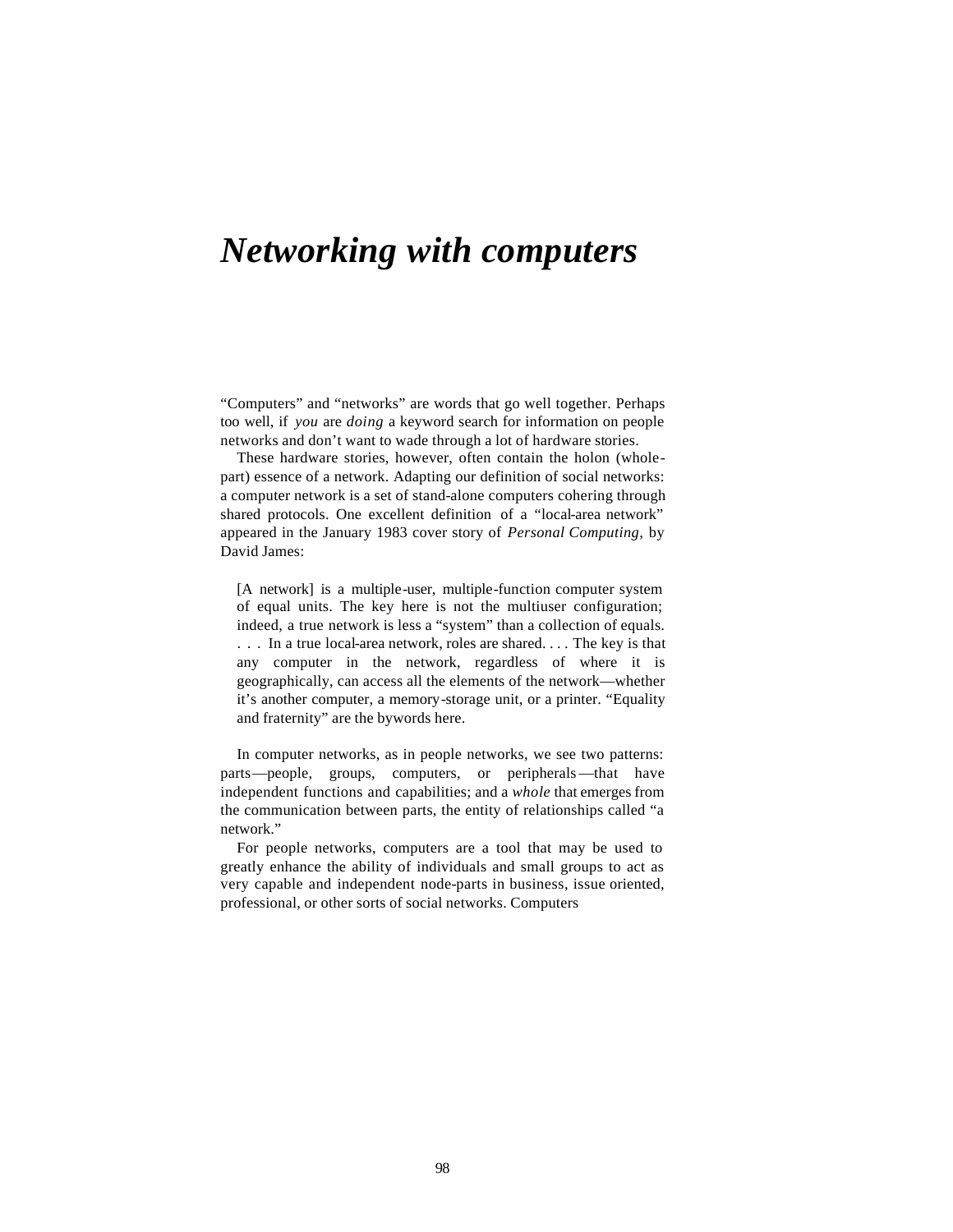# *Networking with computers*

"Computers" and "networks" are words that go well together. Perhaps too well, if *you* are *doing* a keyword search for information on people networks and don't want to wade through a lot of hardware stories.

These hardware stories, however, often contain the holon (whole-part) essence of a network. Adapting our definition of social networks: a computer network is a set of stand-alone computers cohering through shared protocols. One excellent definition of a "local-area network" appeared in the January 1983 cover story of *Personal Computing*, by David James:

> [A network] is a multiple-user, multiple-function computer system of equal units. The key here is not the multiuser configuration; indeed, a true network is less a "system" than a collection of equals. . . . In a true local-area network, roles are shared. . . . The key is that any computer in the network, regardless of where it is geographically, can access all the elements of the network—whether it's another computer, a memory-storage unit, or a printer. "Equality and fraternity" are the bywords here.

In computer networks, as in people networks, we see two patterns: parts—people, groups, computers, or peripherals—that have independent functions and capabilities; and a *whole* that emerges from the communication between parts, the entity of relationships called "a network."

For people networks, computers are a tool that may be used to greatly enhance the ability of individuals and small groups to act as very capable and independent node-parts in business, issue oriented, professional, or other sorts of social networks. Computers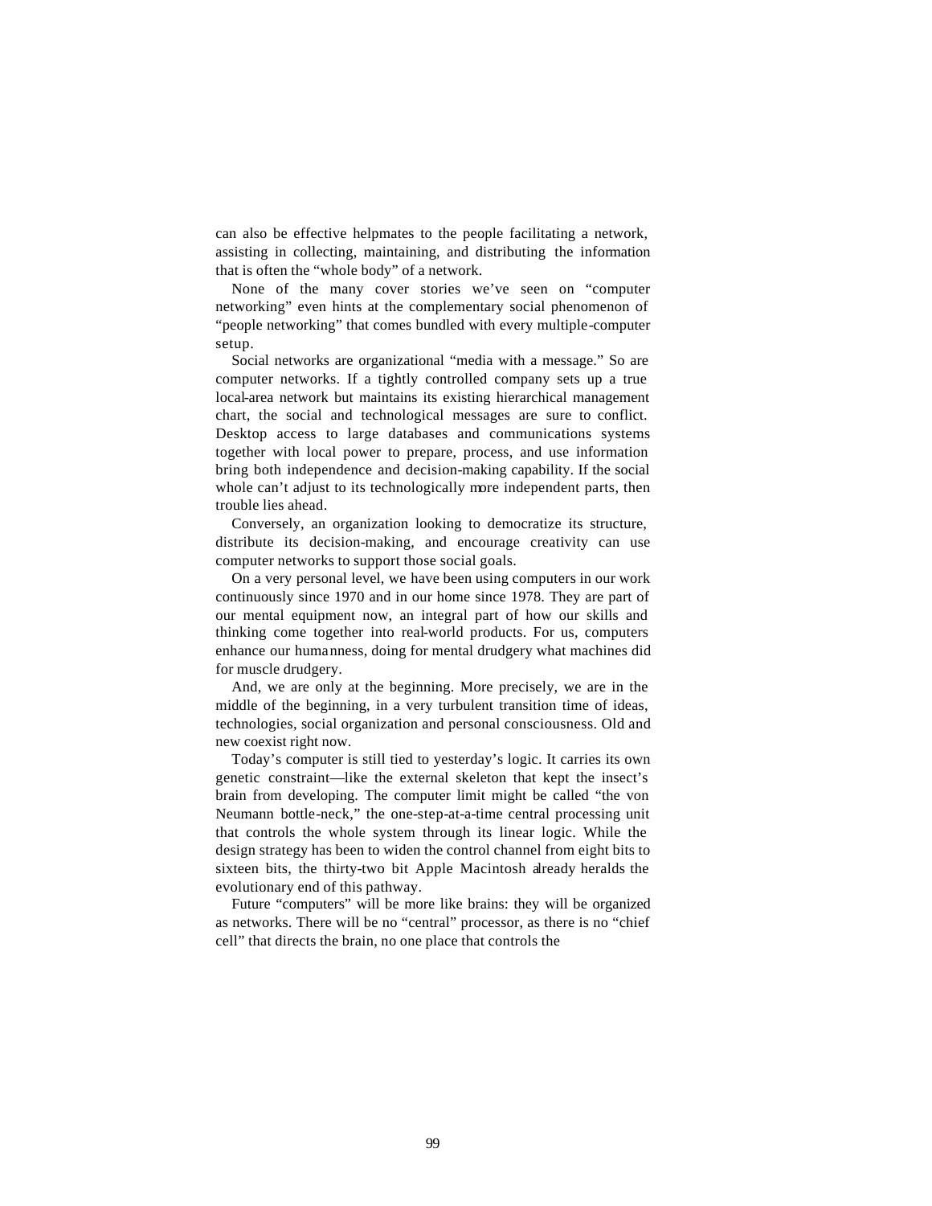can also be effective helpmates to the people facilitating a network, assisting in collecting, maintaining, and distributing the information that is often the "whole body" of a network.

None of the many cover stories we've seen on "computer networking" even hints at the complementary social phenomenon of "people networking" that comes bundled with every multiple-computer setup.

Social networks are organizational "media with a message." So are computer networks. If a tightly controlled company sets up a true local-area network but maintains its existing hierarchical management chart, the social and technological messages are sure to conflict. Desktop access to large databases and communications systems together with local power to prepare, process, and use information bring both independence and decision-making capability. If the social whole can't adjust to its technologically more independent parts, then trouble lies ahead.

Conversely, an organization looking to democratize its structure, distribute its decision-making, and encourage creativity can use computer networks to support those social goals.

On a very personal level, we have been using computers in our work continuously since 1970 and in our home since 1978. They are part of our mental equipment now, an integral part of how our skills and thinking come together into real-world products. For us, computers enhance our humanness, doing for mental drudgery what machines did for muscle drudgery.

And, we are only at the beginning. More precisely, we are in the middle of the beginning, in a very turbulent transition time of ideas, technologies, social organization and personal consciousness. Old and new coexist right now.

Today's computer is still tied to yesterday's logic. It carries its own genetic constraint—like the external skeleton that kept the insect's brain from developing. The computer limit might be called "the von Neumann bottle-neck," the one-step-at-a-time central processing unit that controls the whole system through its linear logic. While the design strategy has been to widen the control channel from eight bits to sixteen bits, the thirty-two bit Apple Macintosh already heralds the evolutionary end of this pathway.

Future "computers" will be more like brains: they will be organized as networks. There will be no "central" processor, as there is no "chief cell" that directs the brain, no one place that controls the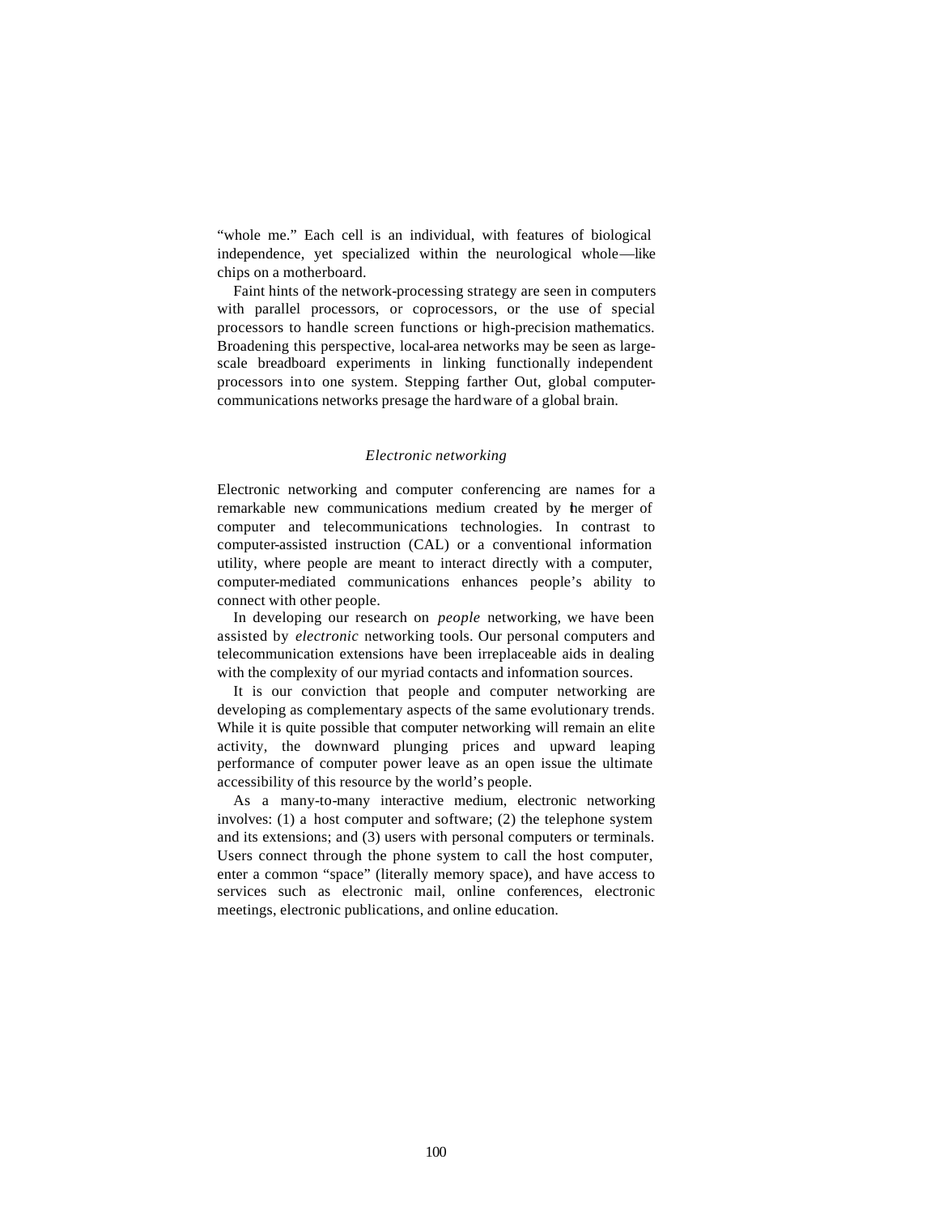"whole me." Each cell is an individual, with features of biological independence, yet specialized within the neurological whole—like chips on a motherboard.

Faint hints of the network-processing strategy are seen in computers with parallel processors, or coprocessors, or the use of special processors to handle screen functions or high-precision mathematics. Broadening this perspective, local-area networks may be seen as large-scale breadboard experiments in linking functionally independent processors into one system. Stepping farther Out, global computer-communications networks presage the hardware of a global brain.

### *Electronic networking*

Electronic networking and computer conferencing are names for a remarkable new communications medium created by the merger of computer and telecommunications technologies. In contrast to computer-assisted instruction (CAL) or a conventional information utility, where people are meant to interact directly with a computer, computer-mediated communications enhances people's ability to connect with other people.

In developing our research on *people* networking, we have been assisted by *electronic* networking tools. Our personal computers and telecommunication extensions have been irreplaceable aids in dealing with the complexity of our myriad contacts and information sources.

It is our conviction that people and computer networking are developing as complementary aspects of the same evolutionary trends. While it is quite possible that computer networking will remain an elite activity, the downward plunging prices and upward leaping performance of computer power leave as an open issue the ultimate accessibility of this resource by the world's people.

As a many-to-many interactive medium, electronic networking involves: (1) a host computer and software; (2) the telephone system and its extensions; and (3) users with personal computers or terminals. Users connect through the phone system to call the host computer, enter a common "space" (literally memory space), and have access to services such as electronic mail, online conferences, electronic meetings, electronic publications, and online education.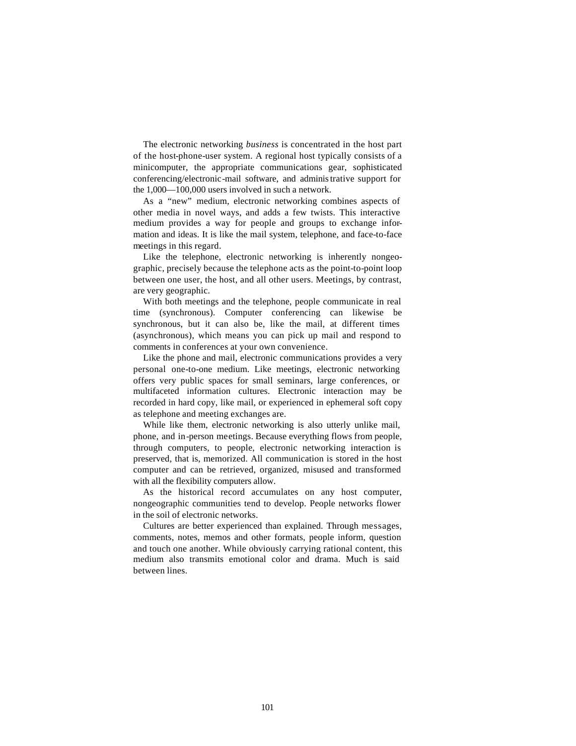The electronic networking *business* is concentrated in the host part of the host-phone-user system. A regional host typically consists of a minicomputer, the appropriate communications gear, sophisticated conferencing/electronic-mail software, and administrative support for the 1,000—100,000 users involved in such a network.

As a "new" medium, electronic networking combines aspects of other media in novel ways, and adds a few twists. This interactive medium provides a way for people and groups to exchange information and ideas. It is like the mail system, telephone, and face-to-face meetings in this regard.

Like the telephone, electronic networking is inherently nongeographic, precisely because the telephone acts as the point-to-point loop between one user, the host, and all other users. Meetings, by contrast, are very geographic.

With both meetings and the telephone, people communicate in real time (synchronous). Computer conferencing can likewise be synchronous, but it can also be, like the mail, at different times (asynchronous), which means you can pick up mail and respond to comments in conferences at your own convenience.

Like the phone and mail, electronic communications provides a very personal one-to-one medium. Like meetings, electronic networking offers very public spaces for small seminars, large conferences, or multifaceted information cultures. Electronic interaction may be recorded in hard copy, like mail, or experienced in ephemeral soft copy as telephone and meeting exchanges are.

While like them, electronic networking is also utterly unlike mail, phone, and in-person meetings. Because everything flows from people, through computers, to people, electronic networking interaction is preserved, that is, memorized. All communication is stored in the host computer and can be retrieved, organized, misused and transformed with all the flexibility computers allow.

As the historical record accumulates on any host computer, nongeographic communities tend to develop. People networks flower in the soil of electronic networks.

Cultures are better experienced than explained. Through messages, comments, notes, memos and other formats, people inform, question and touch one another. While obviously carrying rational content, this medium also transmits emotional color and drama. Much is said between lines.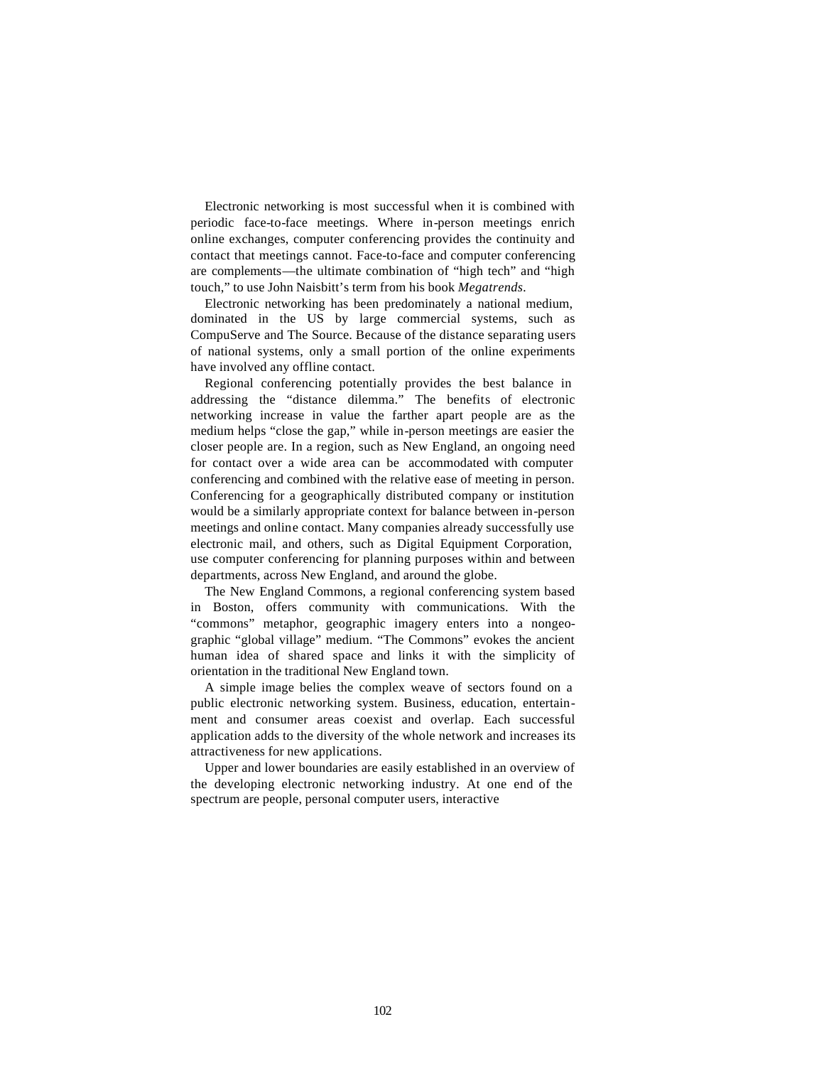Electronic networking is most successful when it is combined with periodic face-to-face meetings. Where in-person meetings enrich online exchanges, computer conferencing provides the continuity and contact that meetings cannot. Face-to-face and computer conferencing are complements—the ultimate combination of "high tech" and "high touch," to use John Naisbitt's term from his book *Megatrends*.

Electronic networking has been predominately a national medium, dominated in the US by large commercial systems, such as CompuServe and The Source. Because of the distance separating users of national systems, only a small portion of the online experiments have involved any offline contact.

Regional conferencing potentially provides the best balance in addressing the "distance dilemma." The benefits of electronic networking increase in value the farther apart people are as the medium helps "close the gap," while in-person meetings are easier the closer people are. In a region, such as New England, an ongoing need for contact over a wide area can be accommodated with computer conferencing and combined with the relative ease of meeting in person. Conferencing for a geographically distributed company or institution would be a similarly appropriate context for balance between in-person meetings and online contact. Many companies already successfully use electronic mail, and others, such as Digital Equipment Corporation, use computer conferencing for planning purposes within and between departments, across New England, and around the globe.

The New England Commons, a regional conferencing system based in Boston, offers community with communications. With the "commons" metaphor, geographic imagery enters into a nongeographic "global village" medium. "The Commons" evokes the ancient human idea of shared space and links it with the simplicity of orientation in the traditional New England town.

A simple image belies the complex weave of sectors found on a public electronic networking system. Business, education, entertainment and consumer areas coexist and overlap. Each successful application adds to the diversity of the whole network and increases its attractiveness for new applications.

Upper and lower boundaries are easily established in an overview of the developing electronic networking industry. At one end of the spectrum are people, personal computer users, interactive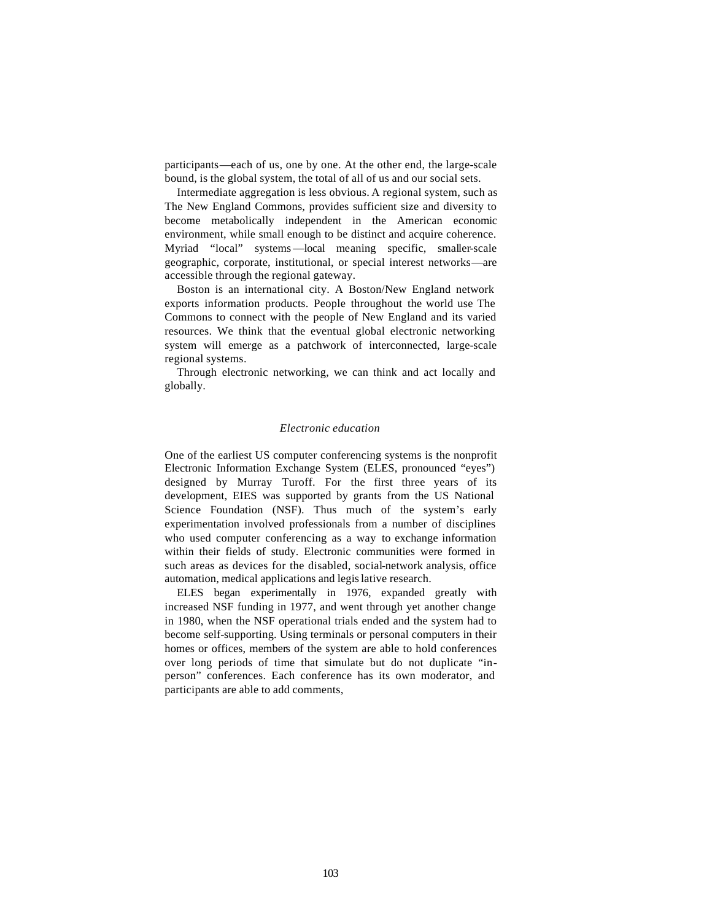participants—each of us, one by one. At the other end, the large-scale bound, is the global system, the total of all of us and our social sets.

Intermediate aggregation is less obvious. A regional system, such as The New England Commons, provides sufficient size and diversity to become metabolically independent in the American economic environment, while small enough to be distinct and acquire coherence. Myriad "local" systems—local meaning specific, smaller-scale geographic, corporate, institutional, or special interest networks—are accessible through the regional gateway.

Boston is an international city. A Boston/New England network exports information products. People throughout the world use The Commons to connect with the people of New England and its varied resources. We think that the eventual global electronic networking system will emerge as a patchwork of interconnected, large-scale regional systems.

Through electronic networking, we can think and act locally and globally.

### *Electronic education*

One of the earliest US computer conferencing systems is the nonprofit Electronic Information Exchange System (ELES, pronounced "eyes") designed by Murray Turoff. For the first three years of its development, EIES was supported by grants from the US National Science Foundation (NSF). Thus much of the system's early experimentation involved professionals from a number of disciplines who used computer conferencing as a way to exchange information within their fields of study. Electronic communities were formed in such areas as devices for the disabled, social-network analysis, office automation, medical applications and legislative research.

ELES began experimentally in 1976, expanded greatly with increased NSF funding in 1977, and went through yet another change in 1980, when the NSF operational trials ended and the system had to become self-supporting. Using terminals or personal computers in their homes or offices, members of the system are able to hold conferences over long periods of time that simulate but do not duplicate "in-person" conferences. Each conference has its own moderator, and participants are able to add comments,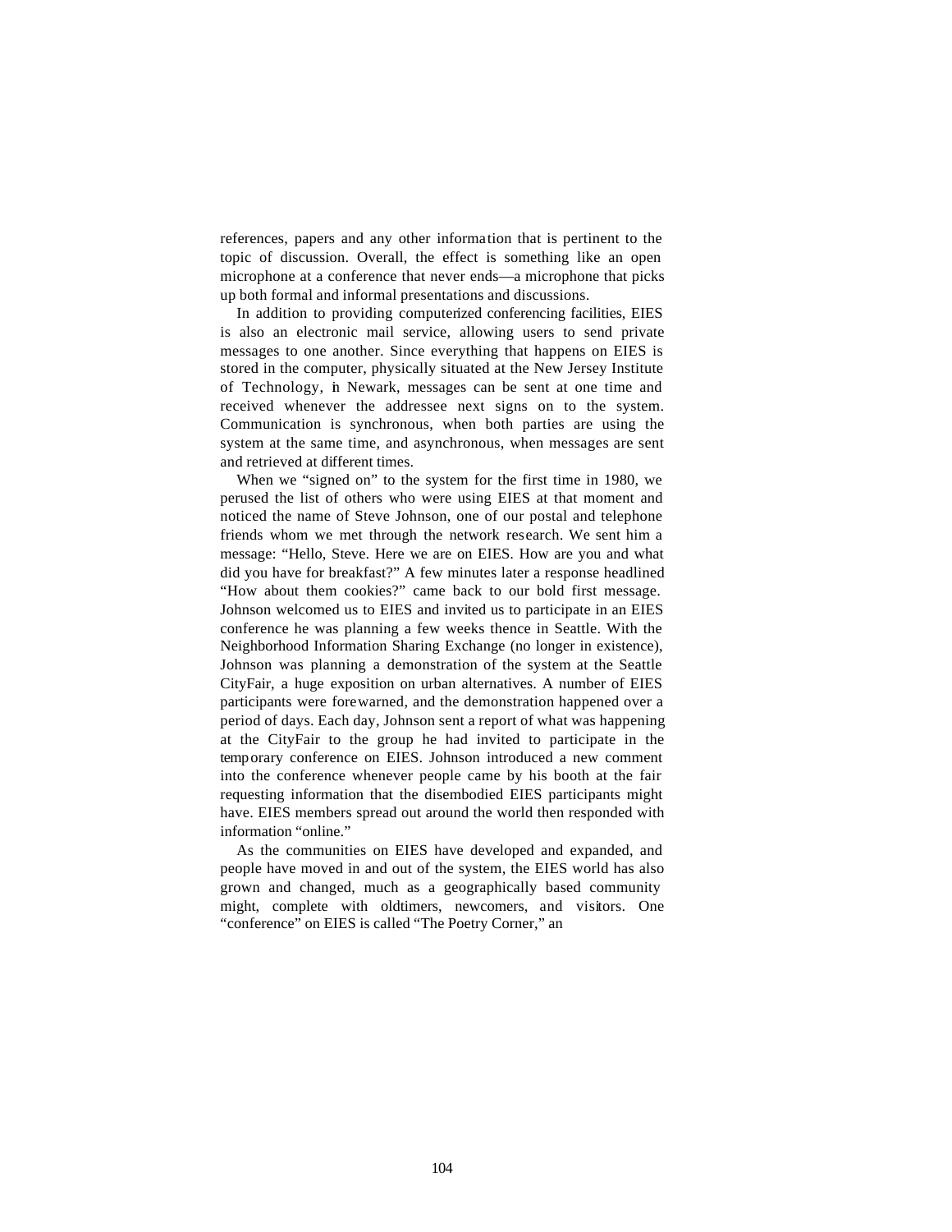references, papers and any other information that is pertinent to the topic of discussion. Overall, the effect is something like an open microphone at a conference that never ends—a microphone that picks up both formal and informal presentations and discussions.

In addition to providing computerized conferencing facilities, EIES is also an electronic mail service, allowing users to send private messages to one another. Since everything that happens on EIES is stored in the computer, physically situated at the New Jersey Institute of Technology, in Newark, messages can be sent at one time and received whenever the addressee next signs on to the system. Communication is synchronous, when both parties are using the system at the same time, and asynchronous, when messages are sent and retrieved at different times.

When we "signed on" to the system for the first time in 1980, we perused the list of others who were using EIES at that moment and noticed the name of Steve Johnson, one of our postal and telephone friends whom we met through the network research. We sent him a message: "Hello, Steve. Here we are on EIES. How are you and what did you have for breakfast?" A few minutes later a response headlined "How about them cookies?" came back to our bold first message. Johnson welcomed us to EIES and invited us to participate in an EIES conference he was planning a few weeks thence in Seattle. With the Neighborhood Information Sharing Exchange (no longer in existence), Johnson was planning a demonstration of the system at the Seattle CityFair, a huge exposition on urban alternatives. A number of EIES participants were forewarned, and the demonstration happened over a period of days. Each day, Johnson sent a report of what was happening at the CityFair to the group he had invited to participate in the temporary conference on EIES. Johnson introduced a new comment into the conference whenever people came by his booth at the fair requesting information that the disembodied EIES participants might have. EIES members spread out around the world then responded with information "online."

As the communities on EIES have developed and expanded, and people have moved in and out of the system, the EIES world has also grown and changed, much as a geographically based community might, complete with oldtimers, newcomers, and visitors. One "conference" on EIES is called "The Poetry Corner," an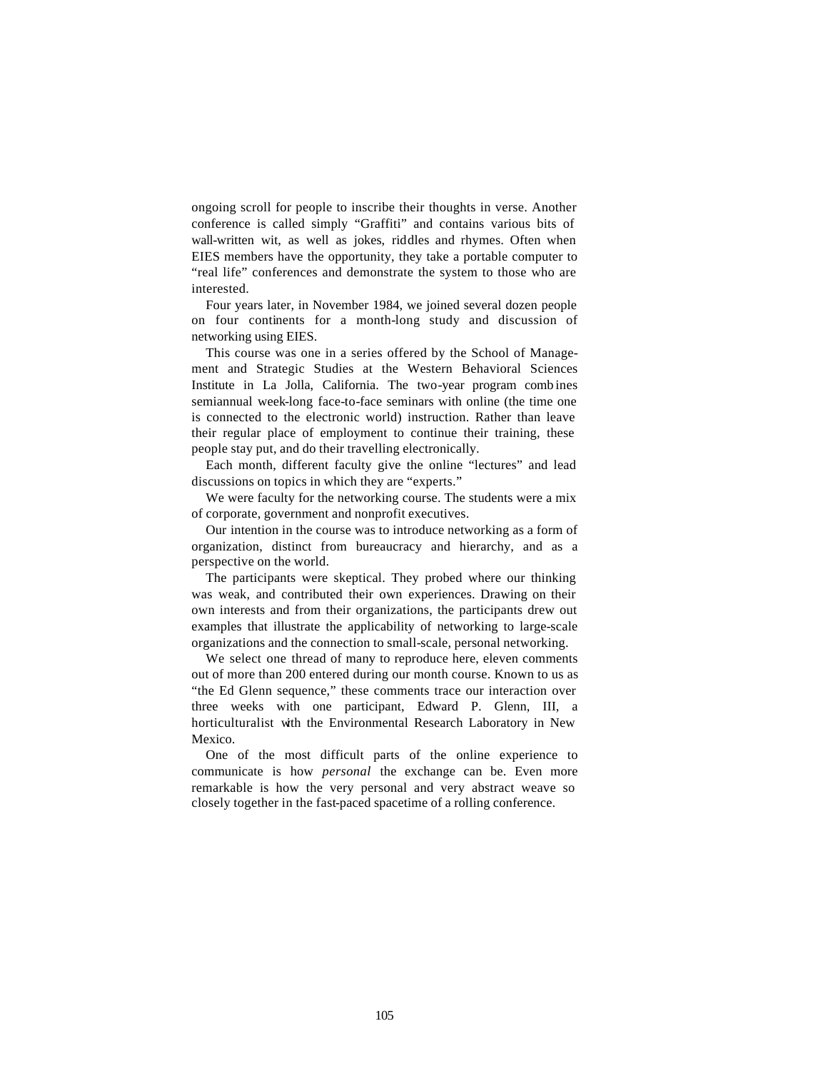ongoing scroll for people to inscribe their thoughts in verse. Another conference is called simply "Graffiti" and contains various bits of wall-written wit, as well as jokes, riddles and rhymes. Often when EIES members have the opportunity, they take a portable computer to "real life" conferences and demonstrate the system to those who are interested.

Four years later, in November 1984, we joined several dozen people on four continents for a month-long study and discussion of networking using EIES.

This course was one in a series offered by the School of Management and Strategic Studies at the Western Behavioral Sciences Institute in La Jolla, California. The two-year program combines semiannual week-long face-to-face seminars with online (the time one is connected to the electronic world) instruction. Rather than leave their regular place of employment to continue their training, these people stay put, and do their travelling electronically.

Each month, different faculty give the online "lectures" and lead discussions on topics in which they are "experts."

We were faculty for the networking course. The students were a mix of corporate, government and nonprofit executives.

Our intention in the course was to introduce networking as a form of organization, distinct from bureaucracy and hierarchy, and as a perspective on the world.

The participants were skeptical. They probed where our thinking was weak, and contributed their own experiences. Drawing on their own interests and from their organizations, the participants drew out examples that illustrate the applicability of networking to large-scale organizations and the connection to small-scale, personal networking.

We select one thread of many to reproduce here, eleven comments out of more than 200 entered during our month course. Known to us as "the Ed Glenn sequence," these comments trace our interaction over three weeks with one participant, Edward P. Glenn, III, a horticulturalist with the Environmental Research Laboratory in New Mexico.

One of the most difficult parts of the online experience to communicate is how *personal* the exchange can be. Even more remarkable is how the very personal and very abstract weave so closely together in the fast-paced spacetime of a rolling conference.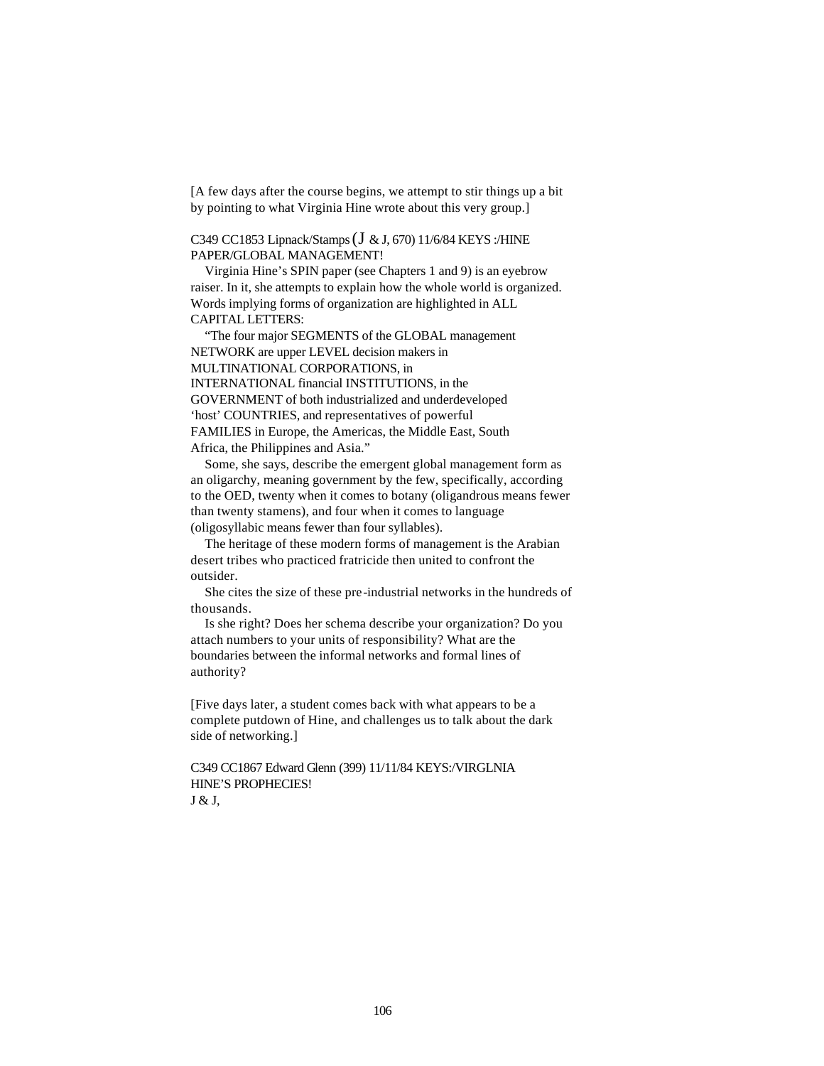[A few days after the course begins, we attempt to stir things up a bit by pointing to what Virginia Hine wrote about this very group.]

C349 CC1853 Lipnack/Stamps (J & J, 670) 11/6/84 KEYS :/HINE PAPER/GLOBAL MANAGEMENT!

Virginia Hine's SPIN paper (see Chapters 1 and 9) is an eyebrow raiser. In it, she attempts to explain how the whole world is organized. Words implying forms of organization are highlighted in ALL CAPITAL LETTERS:

"The four major SEGMENTS of the GLOBAL management NETWORK are upper LEVEL decision makers in MULTINATIONAL CORPORATIONS, in INTERNATIONAL financial INSTITUTIONS, in the GOVERNMENT of both industrialized and underdeveloped 'host' COUNTRIES, and representatives of powerful FAMILIES in Europe, the Americas, the Middle East, South Africa, the Philippines and Asia."

Some, she says, describe the emergent global management form as an oligarchy, meaning government by the few, specifically, according to the OED, twenty when it comes to botany (oligandrous means fewer than twenty stamens), and four when it comes to language (oligosyllabic means fewer than four syllables).

The heritage of these modern forms of management is the Arabian desert tribes who practiced fratricide then united to confront the outsider.

She cites the size of these pre-industrial networks in the hundreds of thousands.

Is she right? Does her schema describe your organization? Do you attach numbers to your units of responsibility? What are the boundaries between the informal networks and formal lines of authority?

[Five days later, a student comes back with what appears to be a complete putdown of Hine, and challenges us to talk about the dark side of networking.]

C349 CC1867 Edward Glenn (399) 11/11/84 KEYS:/VIRGLNIA HINE'S PROPHECIES!

J & J,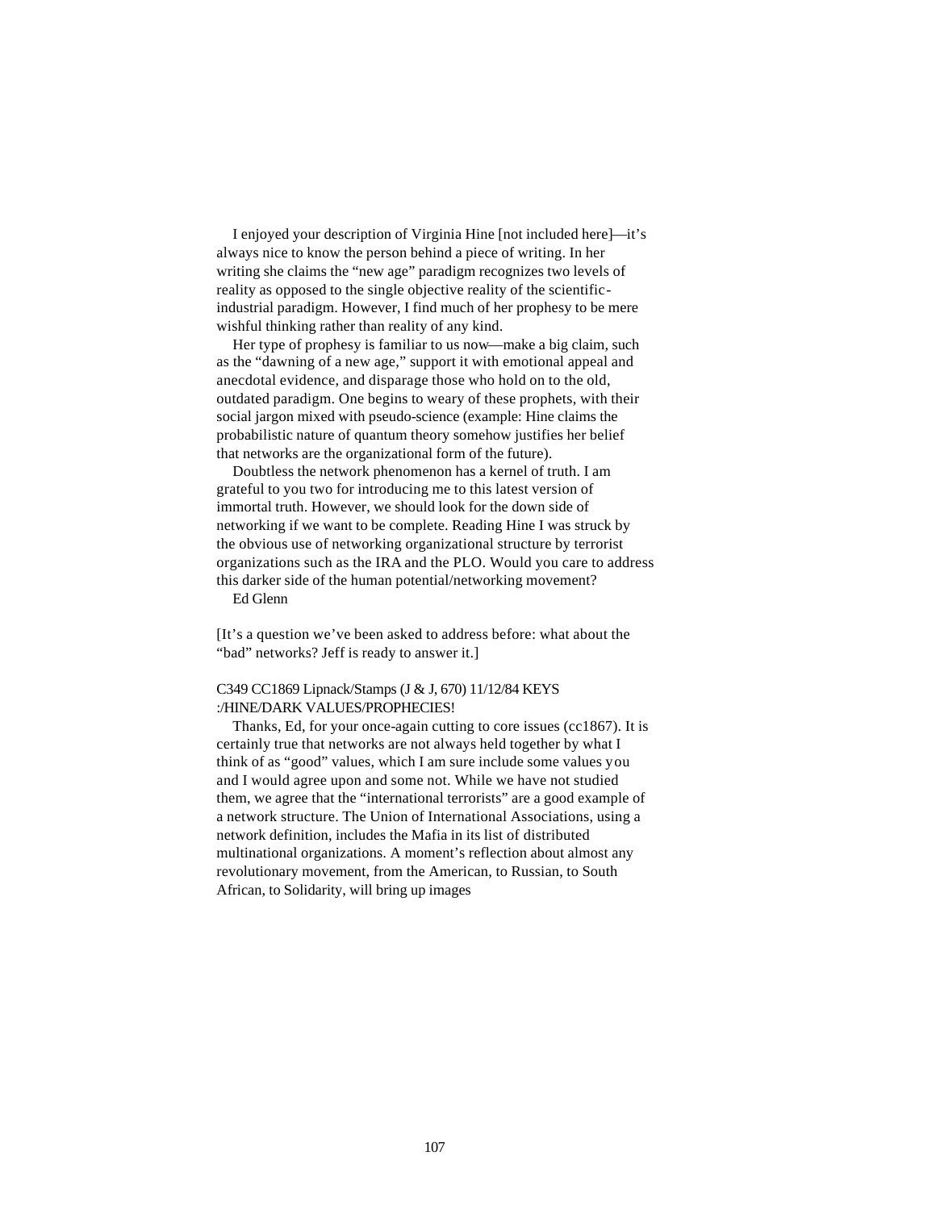I enjoyed your description of Virginia Hine [not included here]—it's always nice to know the person behind a piece of writing. In her writing she claims the "new age" paradigm recognizes two levels of reality as opposed to the single objective reality of the scientific-industrial paradigm. However, I find much of her prophesy to be mere wishful thinking rather than reality of any kind.

Her type of prophesy is familiar to us now—make a big claim, such as the "dawning of a new age," support it with emotional appeal and anecdotal evidence, and disparage those who hold on to the old, outdated paradigm. One begins to weary of these prophets, with their social jargon mixed with pseudo-science (example: Hine claims the probabilistic nature of quantum theory somehow justifies her belief that networks are the organizational form of the future).

Doubtless the network phenomenon has a kernel of truth. I am grateful to you two for introducing me to this latest version of immortal truth. However, we should look for the down side of networking if we want to be complete. Reading Hine I was struck by the obvious use of networking organizational structure by terrorist organizations such as the IRA and the PLO. Would you care to address this darker side of the human potential/networking movement?

Ed Glenn

[It's a question we've been asked to address before: what about the "bad" networks? Jeff is ready to answer it.]

C349 CC1869 Lipnack/Stamps (J & J, 670) 11/12/84 KEYS :/HINE/DARK VALUES/PROPHECIES!

Thanks, Ed, for your once-again cutting to core issues (cc1867). It is certainly true that networks are not always held together by what I think of as "good" values, which I am sure include some values you and I would agree upon and some not. While we have not studied them, we agree that the "international terrorists" are a good example of a network structure. The Union of International Associations, using a network definition, includes the Mafia in its list of distributed multinational organizations. A moment's reflection about almost any revolutionary movement, from the American, to Russian, to South African, to Solidarity, will bring up images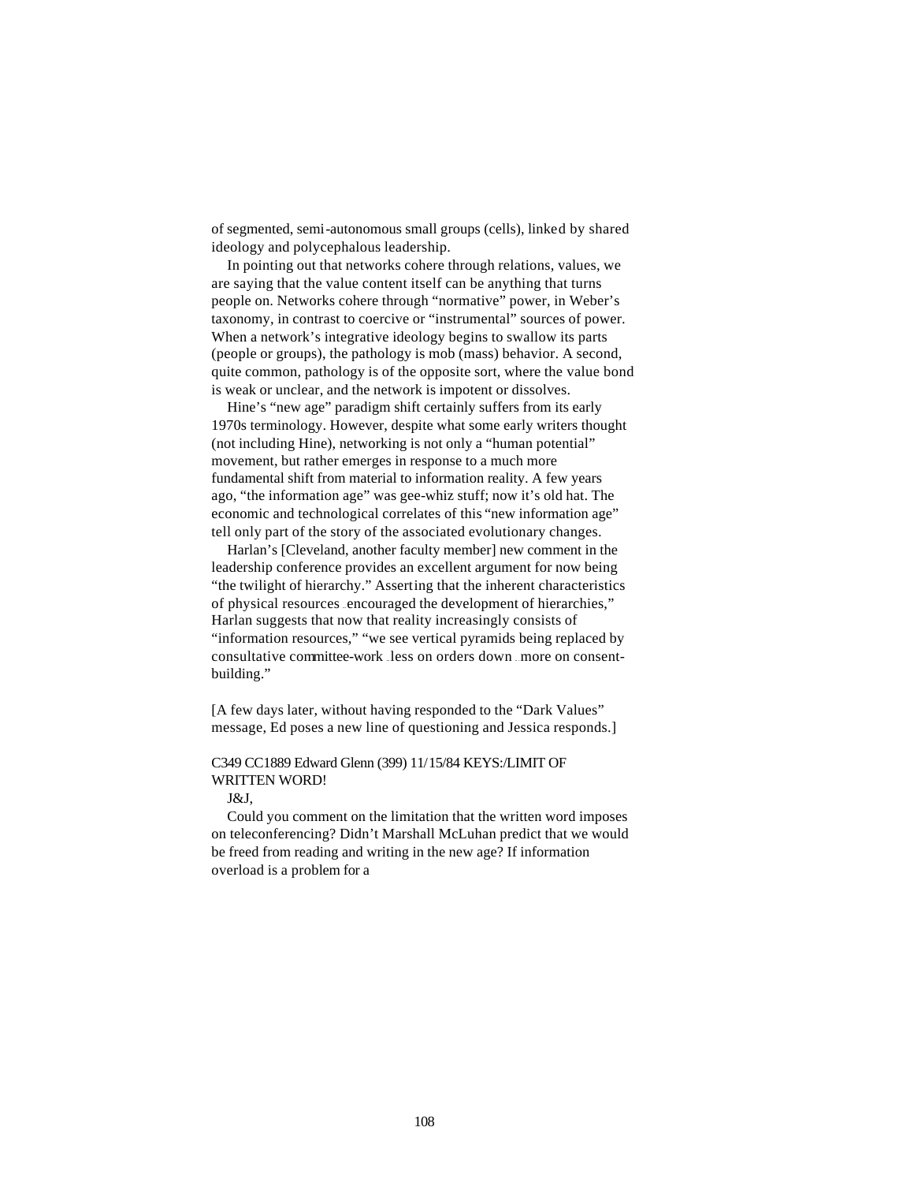of segmented, semi-autonomous small groups (cells), linked by shared ideology and polycephalous leadership.

In pointing out that networks cohere through relations, values, we are saying that the value content itself can be anything that turns people on. Networks cohere through "normative" power, in Weber's taxonomy, in contrast to coercive or "instrumental" sources of power. When a network's integrative ideology begins to swallow its parts (people or groups), the pathology is mob (mass) behavior. A second, quite common, pathology is of the opposite sort, where the value bond is weak or unclear, and the network is impotent or dissolves.

Hine's "new age" paradigm shift certainly suffers from its early 1970s terminology. However, despite what some early writers thought (not including Hine), networking is not only a "human potential" movement, but rather emerges in response to a much more fundamental shift from material to information reality. A few years ago, "the information age" was gee-whiz stuff; now it's old hat. The economic and technological correlates of this "new information age" tell only part of the story of the associated evolutionary changes.

Harlan's [Cleveland, another faculty member] new comment in the leadership conference provides an excellent argument for now being "the twilight of hierarchy." Asserting that the inherent characteristics of physical resources …encouraged the development of hierarchies," Harlan suggests that now that reality increasingly consists of "information resources," "we see vertical pyramids being replaced by consultative committee-work …less on orders down …more on consent-building."

[A few days later, without having responded to the "Dark Values" message, Ed poses a new line of questioning and Jessica responds.]

C349 CC1889 Edward Glenn (399) 11/15/84 KEYS:/LIMIT OF WRITTEN WORD!

J&J,

Could you comment on the limitation that the written word imposes on teleconferencing? Didn't Marshall McLuhan predict that we would be freed from reading and writing in the new age? If information overload is a problem for a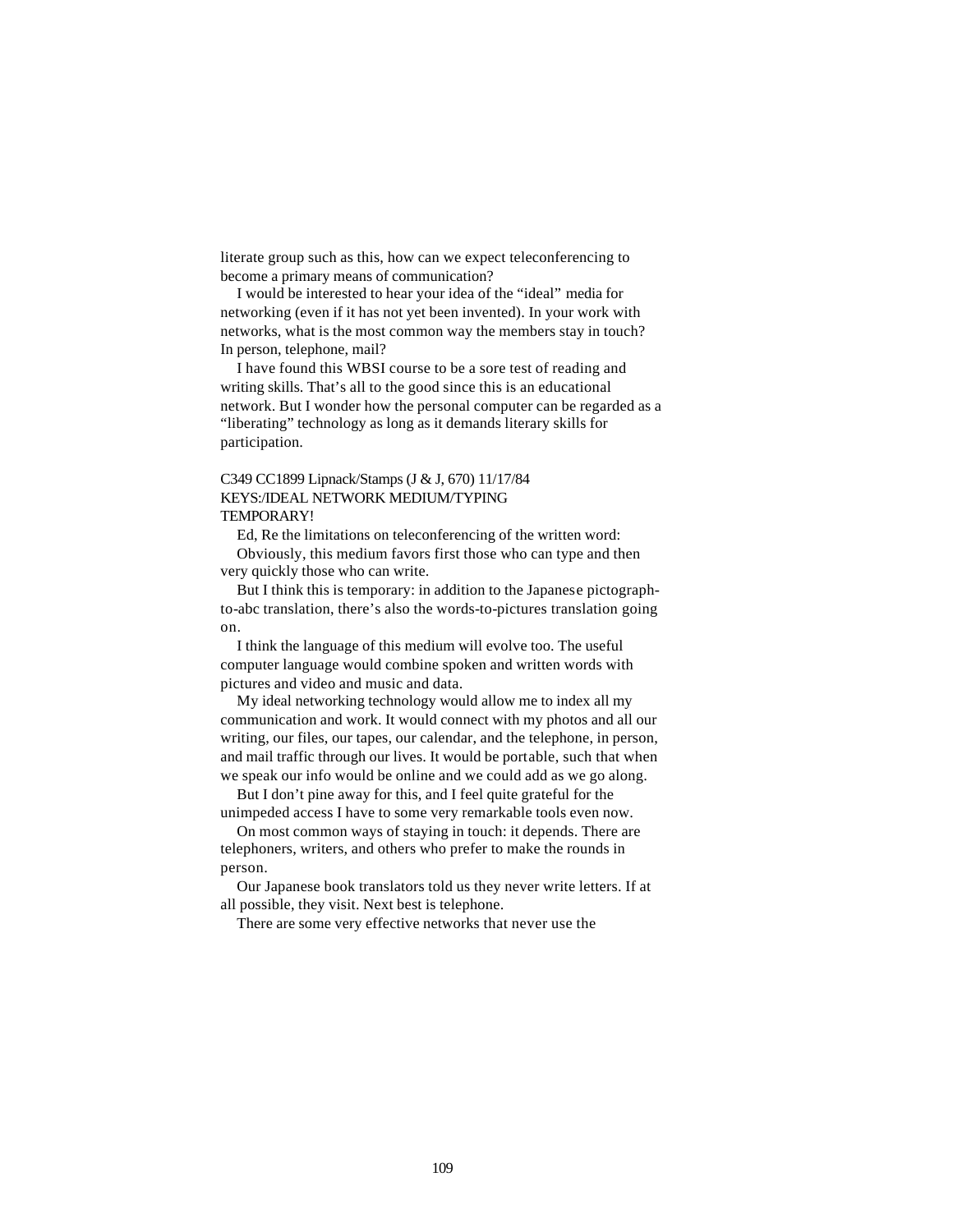literate group such as this, how can we expect teleconferencing to become a primary means of communication?

I would be interested to hear your idea of the "ideal" media for networking (even if it has not yet been invented). In your work with networks, what is the most common way the members stay in touch? In person, telephone, mail?

I have found this WBSI course to be a sore test of reading and writing skills. That's all to the good since this is an educational network. But I wonder how the personal computer can be regarded as a "liberating" technology as long as it demands literary skills for participation.

C349 CC1899 Lipnack/Stamps (J & J, 670) 11/17/84
KEYS:/IDEAL NETWORK MEDIUM/TYPING
TEMPORARY!

Ed, Re the limitations on teleconferencing of the written word:

Obviously, this medium favors first those who can type and then very quickly those who can write.

But I think this is temporary: in addition to the Japanese pictograph-to-abc translation, there's also the words-to-pictures translation going on.

I think the language of this medium will evolve too. The useful computer language would combine spoken and written words with pictures and video and music and data.

My ideal networking technology would allow me to index all my communication and work. It would connect with my photos and all our writing, our files, our tapes, our calendar, and the telephone, in person, and mail traffic through our lives. It would be portable, such that when we speak our info would be online and we could add as we go along.

But I don't pine away for this, and I feel quite grateful for the unimpeded access I have to some very remarkable tools even now.

On most common ways of staying in touch: it depends. There are telephoners, writers, and others who prefer to make the rounds in person.

Our Japanese book translators told us they never write letters. If at all possible, they visit. Next best is telephone.

There are some very effective networks that never use the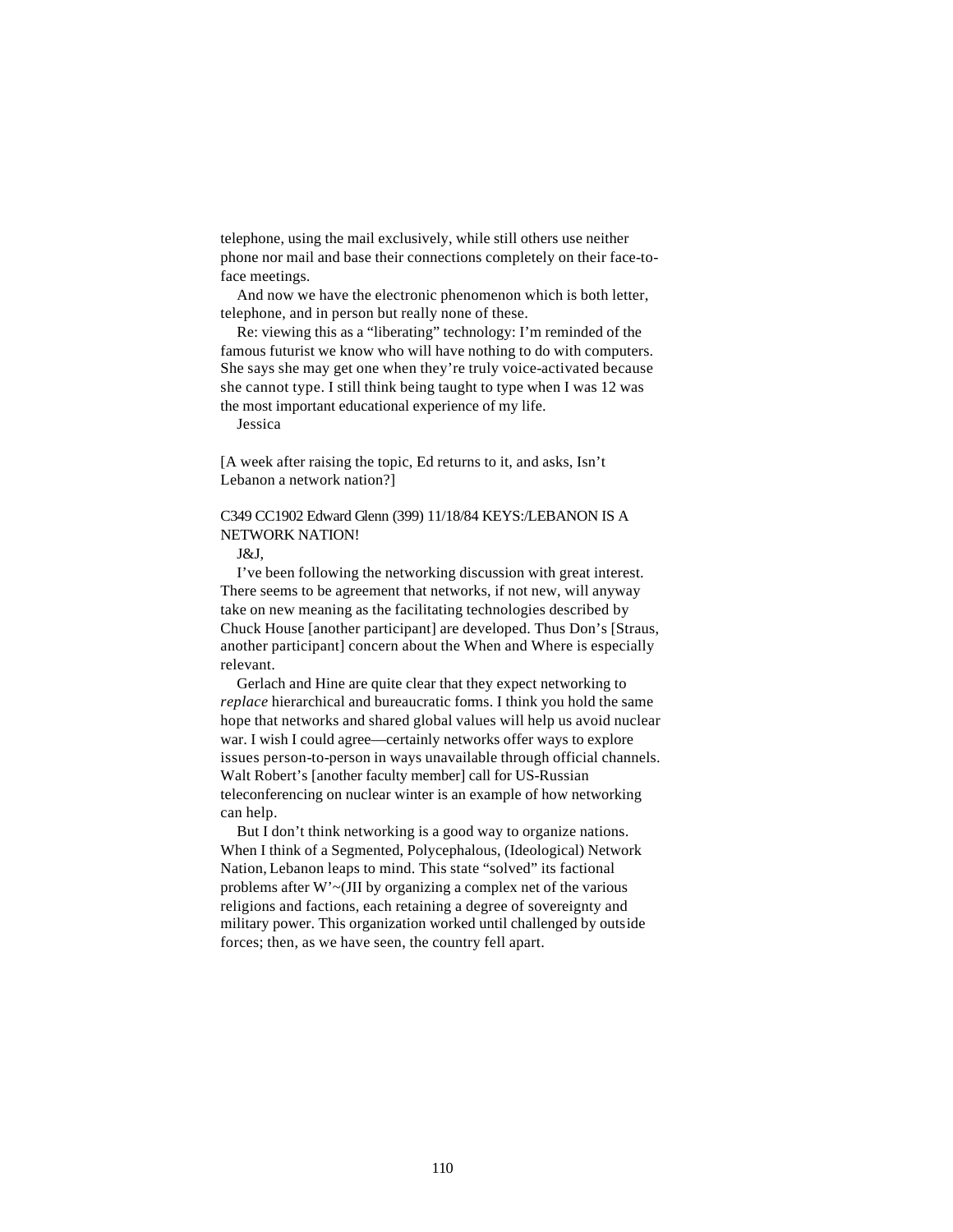telephone, using the mail exclusively, while still others use neither phone nor mail and base their connections completely on their face-to-face meetings.

And now we have the electronic phenomenon which is both letter, telephone, and in person but really none of these.

Re: viewing this as a "liberating" technology: I'm reminded of the famous futurist we know who will have nothing to do with computers. She says she may get one when they're truly voice-activated because she cannot type. I still think being taught to type when I was 12 was the most important educational experience of my life.

Jessica

[A week after raising the topic, Ed returns to it, and asks, Isn't Lebanon a network nation?]

C349 CC1902 Edward Glenn (399) 11/18/84 KEYS:/LEBANON IS A NETWORK NATION!

J&J,

I've been following the networking discussion with great interest. There seems to be agreement that networks, if not new, will anyway take on new meaning as the facilitating technologies described by Chuck House [another participant] are developed. Thus Don's [Straus, another participant] concern about the When and Where is especially relevant.

Gerlach and Hine are quite clear that they expect networking to *replace* hierarchical and bureaucratic forms. I think you hold the same hope that networks and shared global values will help us avoid nuclear war. I wish I could agree—certainly networks offer ways to explore issues person-to-person in ways unavailable through official channels. Walt Robert's [another faculty member] call for US-Russian teleconferencing on nuclear winter is an example of how networking can help.

But I don't think networking is a good way to organize nations. When I think of a Segmented, Polycephalous, (Ideological) Network Nation, Lebanon leaps to mind. This state "solved" its factional problems after W'~(JII by organizing a complex net of the various religions and factions, each retaining a degree of sovereignty and military power. This organization worked until challenged by outside forces; then, as we have seen, the country fell apart.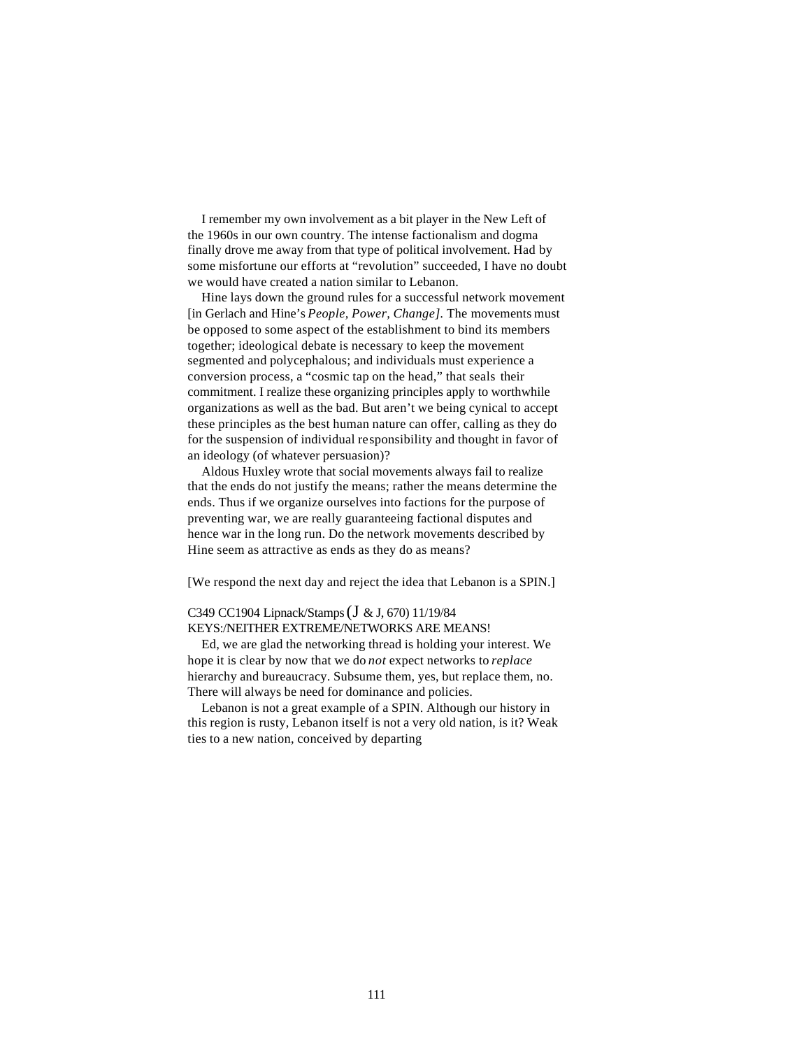I remember my own involvement as a bit player in the New Left of the 1960s in our own country. The intense factionalism and dogma finally drove me away from that type of political involvement. Had by some misfortune our efforts at “revolution” succeeded, I have no doubt we would have created a nation similar to Lebanon.

Hine lays down the ground rules for a successful network movement [in Gerlach and Hine’s *People, Power, Change]*. The movements must be opposed to some aspect of the establishment to bind its members together; ideological debate is necessary to keep the movement segmented and polycephalous; and individuals must experience a conversion process, a “cosmic tap on the head,” that seals their commitment. I realize these organizing principles apply to worthwhile organizations as well as the bad. But aren’t we being cynical to accept these principles as the best human nature can offer, calling as they do for the suspension of individual responsibility and thought in favor of an ideology (of whatever persuasion)?

Aldous Huxley wrote that social movements always fail to realize that the ends do not justify the means; rather the means determine the ends. Thus if we organize ourselves into factions for the purpose of preventing war, we are really guaranteeing factional disputes and hence war in the long run. Do the network movements described by Hine seem as attractive as ends as they do as means?

[We respond the next day and reject the idea that Lebanon is a SPIN.]

C349 CC1904 Lipnack/Stamps (J & J, 670) 11/19/84
KEYS:/NEITHER EXTREME/NETWORKS ARE MEANS!

Ed, we are glad the networking thread is holding your interest. We hope it is clear by now that we do *not* expect networks to *replace* hierarchy and bureaucracy. Subsume them, yes, but replace them, no. There will always be need for dominance and policies.

Lebanon is not a great example of a SPIN. Although our history in this region is rusty, Lebanon itself is not a very old nation, is it? Weak ties to a new nation, conceived by departing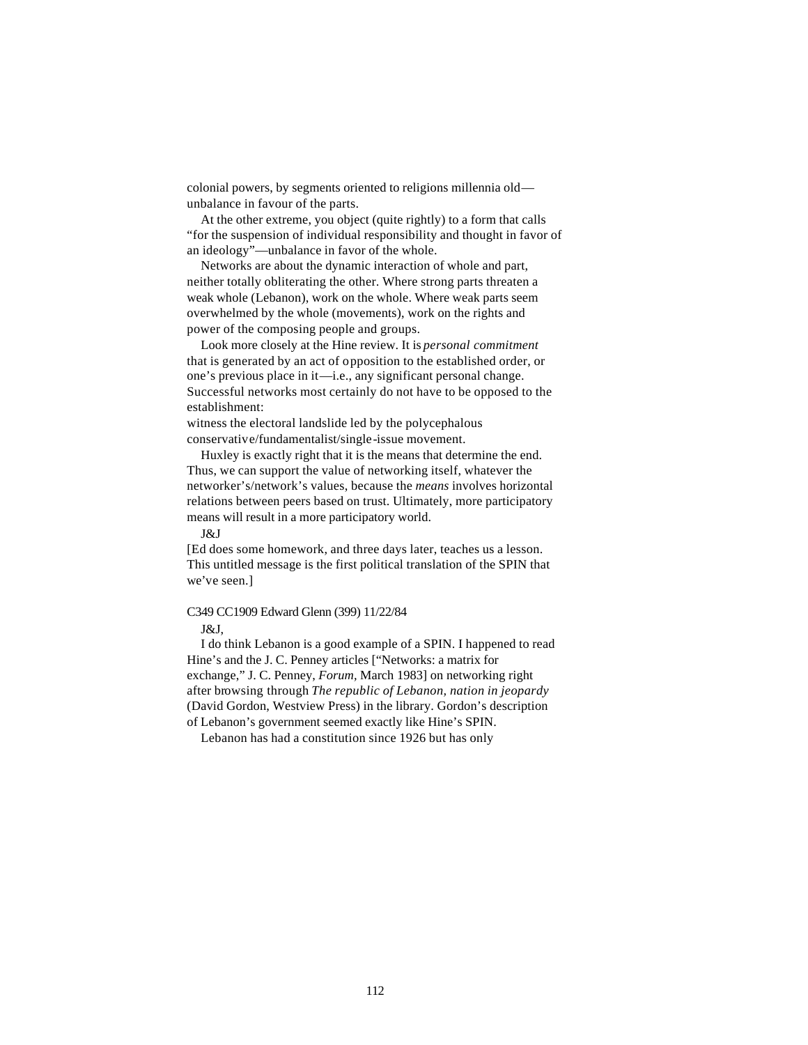colonial powers, by segments oriented to religions millennia old—unbalance in favour of the parts.

At the other extreme, you object (quite rightly) to a form that calls "for the suspension of individual responsibility and thought in favor of an ideology"—unbalance in favor of the whole.

Networks are about the dynamic interaction of whole and part, neither totally obliterating the other. Where strong parts threaten a weak whole (Lebanon), work on the whole. Where weak parts seem overwhelmed by the whole (movements), work on the rights and power of the composing people and groups.

Look more closely at the Hine review. It is *personal commitment* that is generated by an act of opposition to the established order, or one's previous place in it—i.e., any significant personal change. Successful networks most certainly do not have to be opposed to the establishment:
witness the electoral landslide led by the polycephalous conservative/fundamentalist/single-issue movement.

Huxley is exactly right that it is the means that determine the end. Thus, we can support the value of networking itself, whatever the networker's/network's values, because the *means* involves horizontal relations between peers based on trust. Ultimately, more participatory means will result in a more participatory world.

J&J

[Ed does some homework, and three days later, teaches us a lesson. This untitled message is the first political translation of the SPIN that we've seen.]

C349 CC1909 Edward Glenn (399) 11/22/84

J&J,

I do think Lebanon is a good example of a SPIN. I happened to read Hine's and the J. C. Penney articles ["Networks: a matrix for exchange," J. C. Penney, *Forum,* March 1983] on networking right after browsing through *The republic of Lebanon, nation in jeopardy* (David Gordon, Westview Press) in the library. Gordon's description of Lebanon's government seemed exactly like Hine's SPIN.

Lebanon has had a constitution since 1926 but has only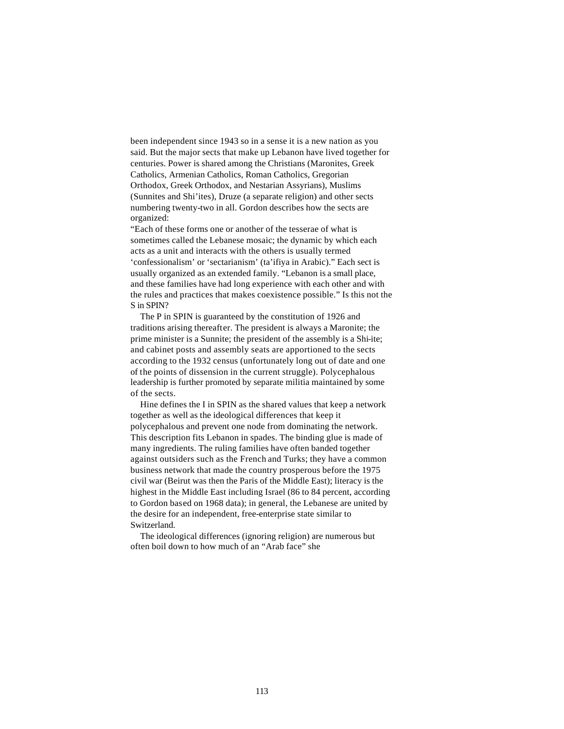been independent since 1943 so in a sense it is a new nation as you said. But the major sects that make up Lebanon have lived together for centuries. Power is shared among the Christians (Maronites, Greek Catholics, Armenian Catholics, Roman Catholics, Gregorian Orthodox, Greek Orthodox, and Nestarian Assyrians), Muslims (Sunnites and Shi'ites), Druze (a separate religion) and other sects numbering twenty-two in all. Gordon describes how the sects are organized:

"Each of these forms one or another of the tesserae of what is sometimes called the Lebanese mosaic; the dynamic by which each acts as a unit and interacts with the others is usually termed 'confessionalism' or 'sectarianism' (ta'ifiya in Arabic)." Each sect is usually organized as an extended family. "Lebanon is a small place, and these families have had long experience with each other and with the rules and practices that makes coexistence possible." Is this not the S in SPIN?

The P in SPIN is guaranteed by the constitution of 1926 and traditions arising thereafter. The president is always a Maronite; the prime minister is a Sunnite; the president of the assembly is a Shi-ite; and cabinet posts and assembly seats are apportioned to the sects according to the 1932 census (unfortunately long out of date and one of the points of dissension in the current struggle). Polycephalous leadership is further promoted by separate militia maintained by some of the sects.

Hine defines the I in SPIN as the shared values that keep a network together as well as the ideological differences that keep it polycephalous and prevent one node from dominating the network. This description fits Lebanon in spades. The binding glue is made of many ingredients. The ruling families have often banded together against outsiders such as the French and Turks; they have a common business network that made the country prosperous before the 1975 civil war (Beirut was then the Paris of the Middle East); literacy is the highest in the Middle East including Israel (86 to 84 percent, according to Gordon based on 1968 data); in general, the Lebanese are united by the desire for an independent, free-enterprise state similar to Switzerland.

The ideological differences (ignoring religion) are numerous but often boil down to how much of an "Arab face" she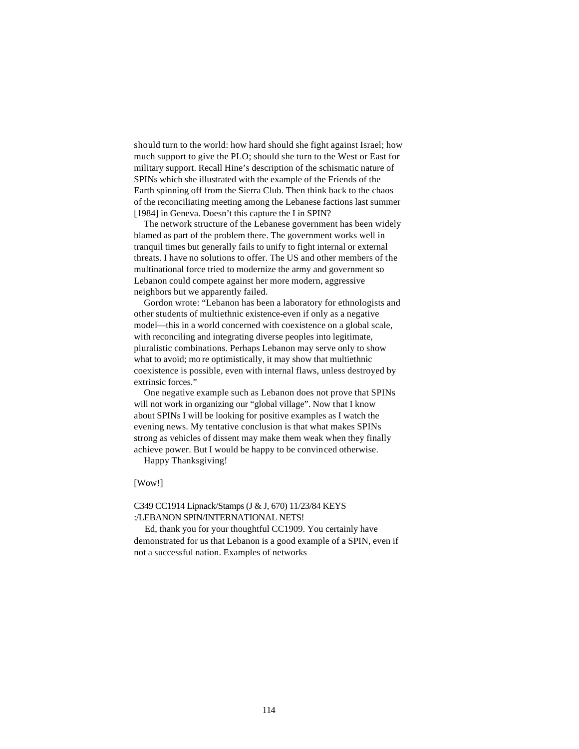should turn to the world: how hard should she fight against Israel; how much support to give the PLO; should she turn to the West or East for military support. Recall Hine's description of the schismatic nature of SPINs which she illustrated with the example of the Friends of the Earth spinning off from the Sierra Club. Then think back to the chaos of the reconciliating meeting among the Lebanese factions last summer [1984] in Geneva. Doesn't this capture the I in SPIN?

The network structure of the Lebanese government has been widely blamed as part of the problem there. The government works well in tranquil times but generally fails to unify to fight internal or external threats. I have no solutions to offer. The US and other members of the multinational force tried to modernize the army and government so Lebanon could compete against her more modern, aggressive neighbors but we apparently failed.

Gordon wrote: "Lebanon has been a laboratory for ethnologists and other students of multiethnic existence-even if only as a negative model—this in a world concerned with coexistence on a global scale, with reconciling and integrating diverse peoples into legitimate, pluralistic combinations. Perhaps Lebanon may serve only to show what to avoid; more optimistically, it may show that multiethnic coexistence is possible, even with internal flaws, unless destroyed by extrinsic forces."

One negative example such as Lebanon does not prove that SPINs will not work in organizing our "global village". Now that I know about SPINs I will be looking for positive examples as I watch the evening news. My tentative conclusion is that what makes SPINs strong as vehicles of dissent may make them weak when they finally achieve power. But I would be happy to be convinced otherwise.

Happy Thanksgiving!

[Wow!]

C349 CC1914 Lipnack/Stamps (J & J, 670) 11/23/84 KEYS :/LEBANON SPIN/INTERNATIONAL NETS!

Ed, thank you for your thoughtful CC1909. You certainly have demonstrated for us that Lebanon is a good example of a SPIN, even if not a successful nation. Examples of networks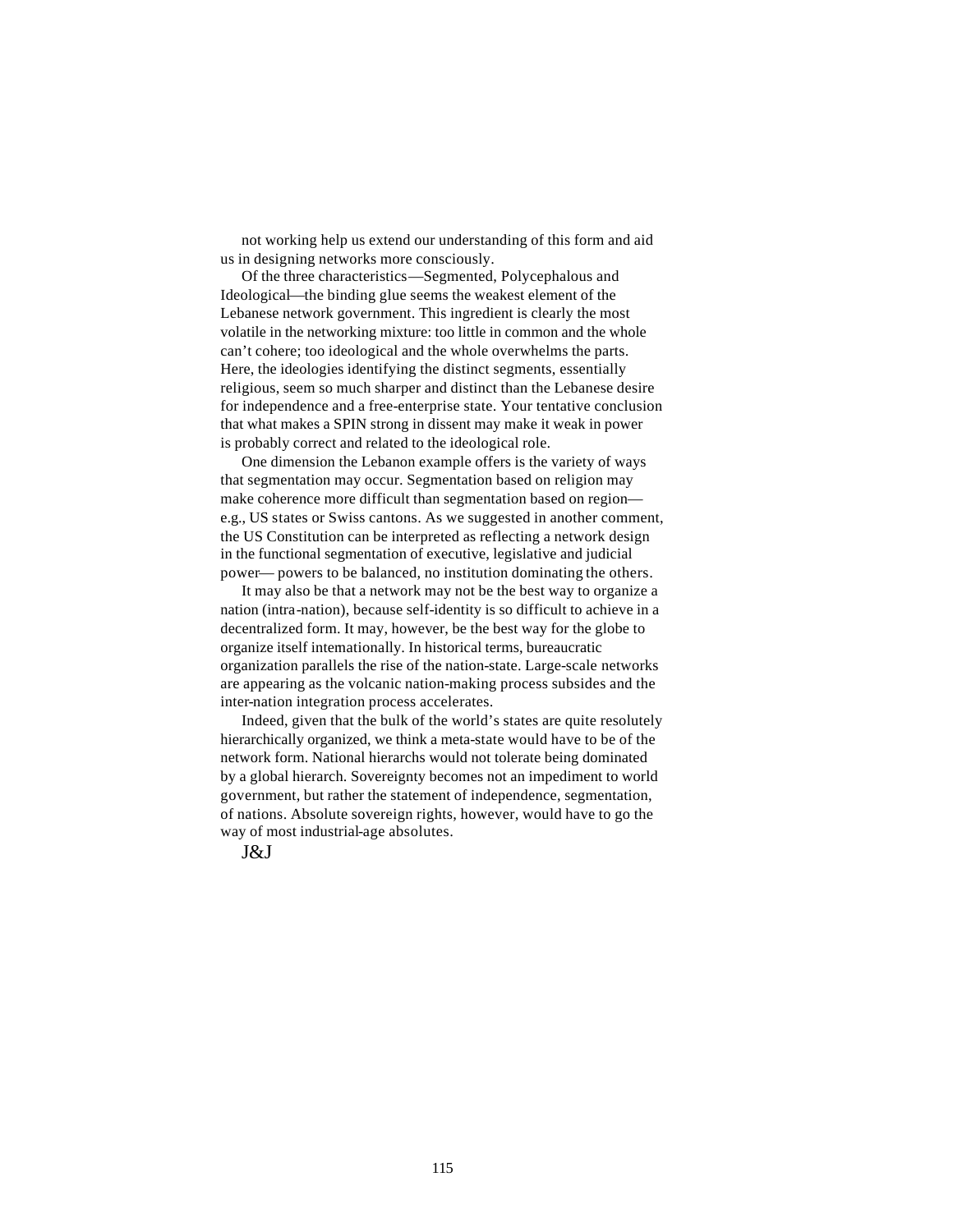not working help us extend our understanding of this form and aid us in designing networks more consciously.

Of the three characteristics—Segmented, Polycephalous and Ideological—the binding glue seems the weakest element of the Lebanese network government. This ingredient is clearly the most volatile in the networking mixture: too little in common and the whole can't cohere; too ideological and the whole overwhelms the parts. Here, the ideologies identifying the distinct segments, essentially religious, seem so much sharper and distinct than the Lebanese desire for independence and a free-enterprise state. Your tentative conclusion that what makes a SPIN strong in dissent may make it weak in power is probably correct and related to the ideological role.

One dimension the Lebanon example offers is the variety of ways that segmentation may occur. Segmentation based on religion may make coherence more difficult than segmentation based on region—e.g., US states or Swiss cantons. As we suggested in another comment, the US Constitution can be interpreted as reflecting a network design in the functional segmentation of executive, legislative and judicial power— powers to be balanced, no institution dominating the others.

It may also be that a network may not be the best way to organize a nation (intra-nation), because self-identity is so difficult to achieve in a decentralized form. It may, however, be the best way for the globe to organize itself internationally. In historical terms, bureaucratic organization parallels the rise of the nation-state. Large-scale networks are appearing as the volcanic nation-making process subsides and the inter-nation integration process accelerates.

Indeed, given that the bulk of the world's states are quite resolutely hierarchically organized, we think a meta-state would have to be of the network form. National hierarchs would not tolerate being dominated by a global hierarch. Sovereignty becomes not an impediment to world government, but rather the statement of independence, segmentation, of nations. Absolute sovereign rights, however, would have to go the way of most industrial-age absolutes.

J&J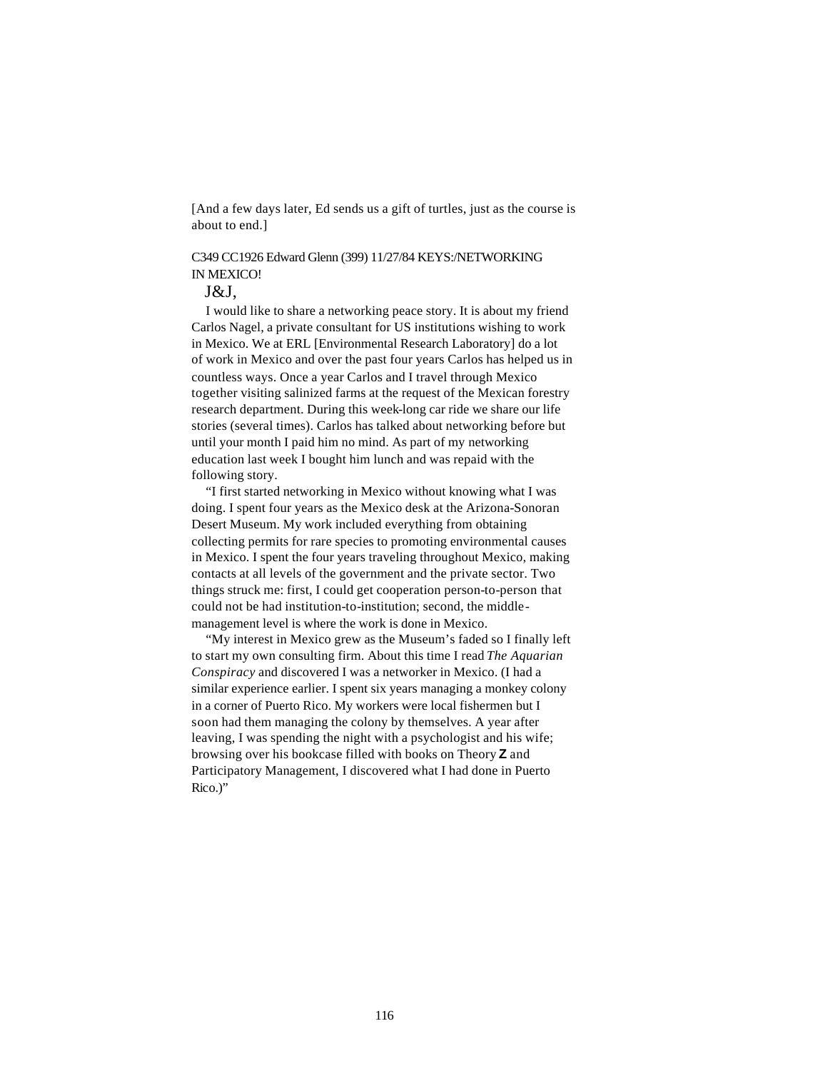[And a few days later, Ed sends us a gift of turtles, just as the course is about to end.]

C349 CC1926 Edward Glenn (399) 11/27/84 KEYS:/NETWORKING IN MEXICO!

J&J,

I would like to share a networking peace story. It is about my friend Carlos Nagel, a private consultant for US institutions wishing to work in Mexico. We at ERL [Environmental Research Laboratory] do a lot of work in Mexico and over the past four years Carlos has helped us in countless ways. Once a year Carlos and I travel through Mexico together visiting salinized farms at the request of the Mexican forestry research department. During this week-long car ride we share our life stories (several times). Carlos has talked about networking before but until your month I paid him no mind. As part of my networking education last week I bought him lunch and was repaid with the following story.

"I first started networking in Mexico without knowing what I was doing. I spent four years as the Mexico desk at the Arizona-Sonoran Desert Museum. My work included everything from obtaining collecting permits for rare species to promoting environmental causes in Mexico. I spent the four years traveling throughout Mexico, making contacts at all levels of the government and the private sector. Two things struck me: first, I could get cooperation person-to-person that could not be had institution-to-institution; second, the middle-management level is where the work is done in Mexico.

"My interest in Mexico grew as the Museum's faded so I finally left to start my own consulting firm. About this time I read *The Aquarian Conspiracy* and discovered I was a networker in Mexico. (I had a similar experience earlier. I spent six years managing a monkey colony in a corner of Puerto Rico. My workers were local fishermen but I soon had them managing the colony by themselves. A year after leaving, I was spending the night with a psychologist and his wife; browsing over his bookcase filled with books on Theory Z and Participatory Management, I discovered what I had done in Puerto Rico.)"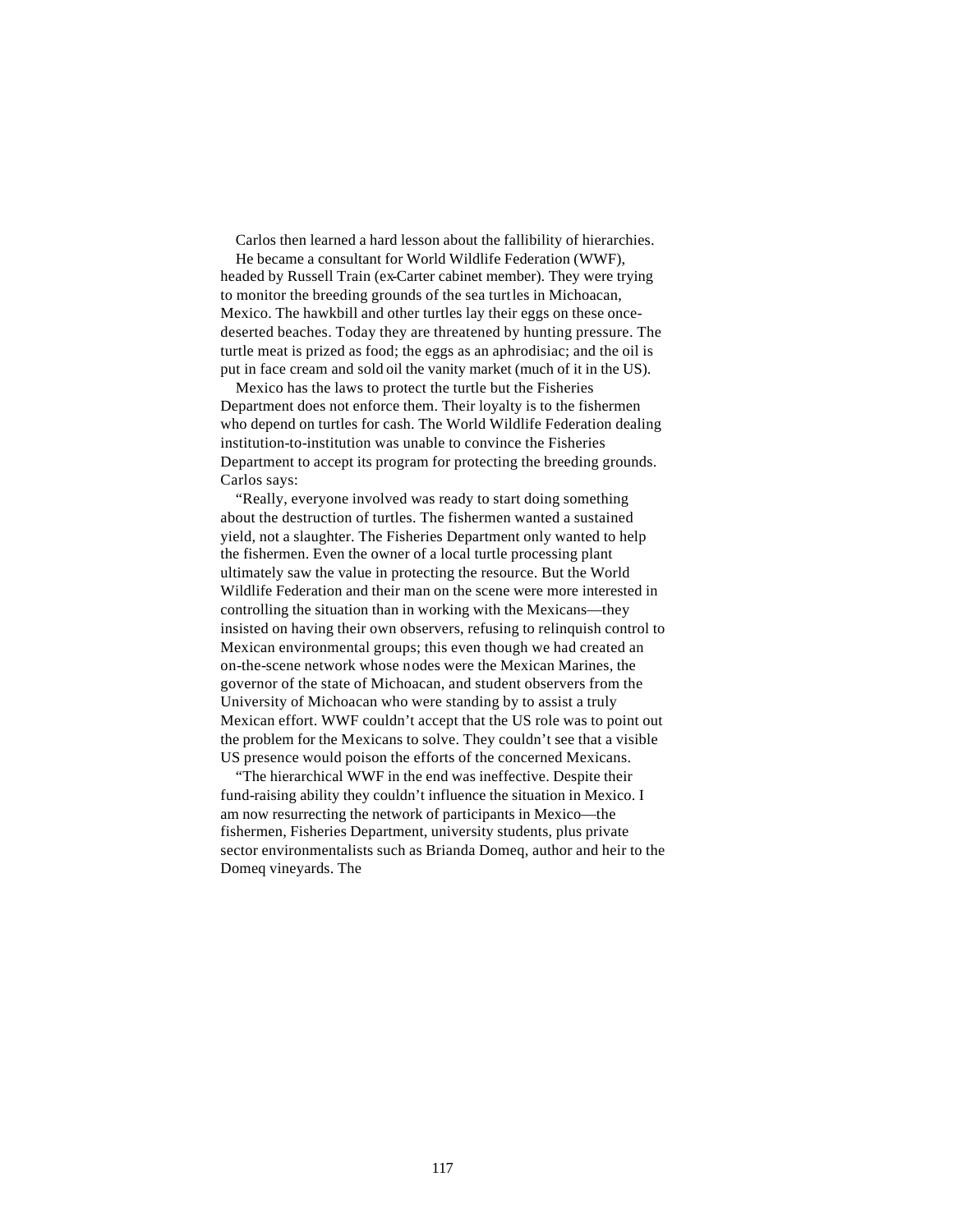Carlos then learned a hard lesson about the fallibility of hierarchies.

He became a consultant for World Wildlife Federation (WWF), headed by Russell Train (ex-Carter cabinet member). They were trying to monitor the breeding grounds of the sea turtles in Michoacan, Mexico. The hawkbill and other turtles lay their eggs on these once-deserted beaches. Today they are threatened by hunting pressure. The turtle meat is prized as food; the eggs as an aphrodisiac; and the oil is put in face cream and sold oil the vanity market (much of it in the US).

Mexico has the laws to protect the turtle but the Fisheries Department does not enforce them. Their loyalty is to the fishermen who depend on turtles for cash. The World Wildlife Federation dealing institution-to-institution was unable to convince the Fisheries Department to accept its program for protecting the breeding grounds. Carlos says:

"Really, everyone involved was ready to start doing something about the destruction of turtles. The fishermen wanted a sustained yield, not a slaughter. The Fisheries Department only wanted to help the fishermen. Even the owner of a local turtle processing plant ultimately saw the value in protecting the resource. But the World Wildlife Federation and their man on the scene were more interested in controlling the situation than in working with the Mexicans—they insisted on having their own observers, refusing to relinquish control to Mexican environmental groups; this even though we had created an on-the-scene network whose nodes were the Mexican Marines, the governor of the state of Michoacan, and student observers from the University of Michoacan who were standing by to assist a truly Mexican effort. WWF couldn't accept that the US role was to point out the problem for the Mexicans to solve. They couldn't see that a visible US presence would poison the efforts of the concerned Mexicans.

"The hierarchical WWF in the end was ineffective. Despite their fund-raising ability they couldn't influence the situation in Mexico. I am now resurrecting the network of participants in Mexico—the fishermen, Fisheries Department, university students, plus private sector environmentalists such as Brianda Domeq, author and heir to the Domeq vineyards. The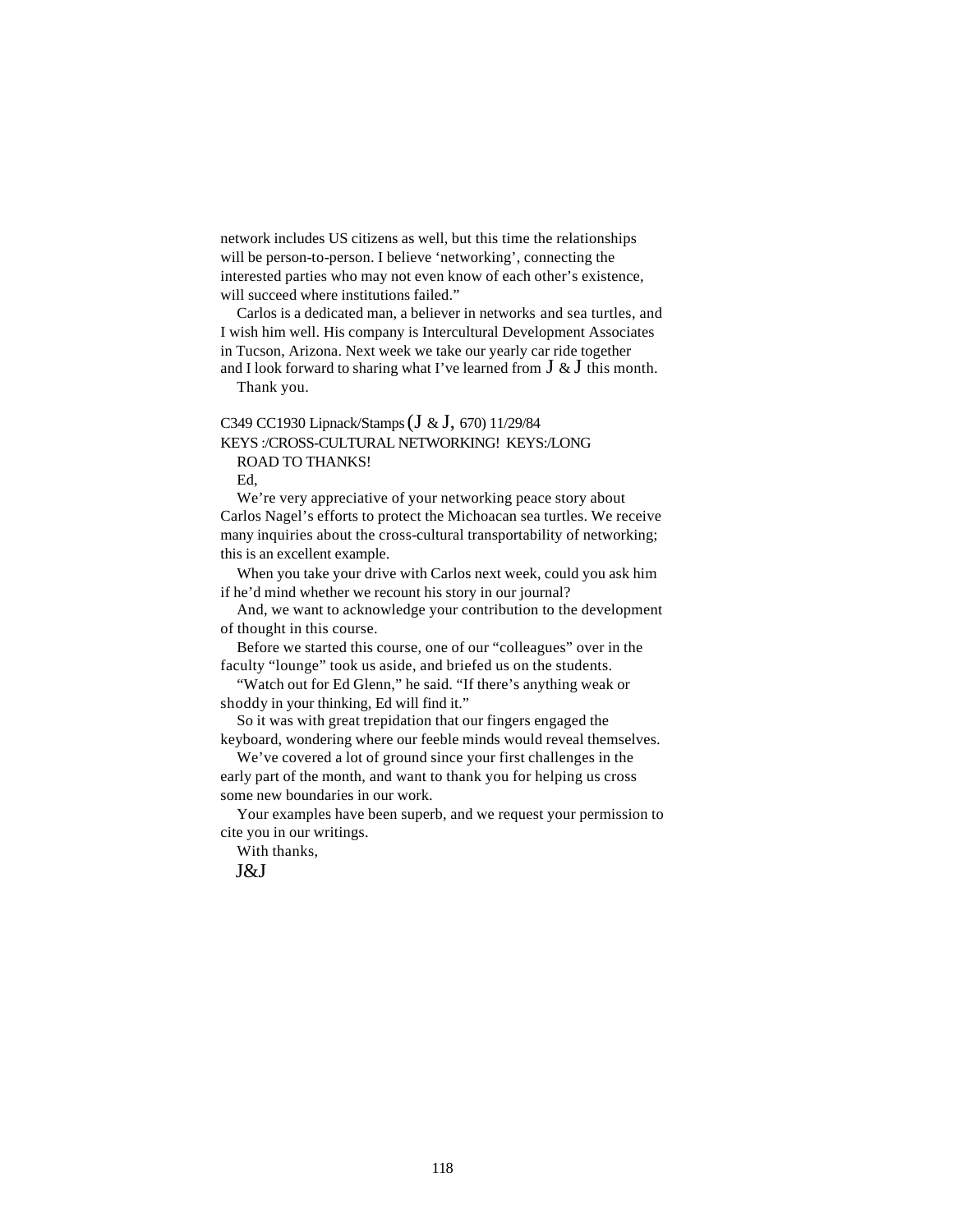network includes US citizens as well, but this time the relationships will be person-to-person. I believe 'networking', connecting the interested parties who may not even know of each other's existence, will succeed where institutions failed."

Carlos is a dedicated man, a believer in networks and sea turtles, and I wish him well. His company is Intercultural Development Associates in Tucson, Arizona. Next week we take our yearly car ride together and I look forward to sharing what I've learned from J & J this month.

Thank you.

C349 CC1930 Lipnack/Stamps (J & J, 670) 11/29/84
KEYS :/CROSS-CULTURAL NETWORKING! KEYS:/LONG
ROAD TO THANKS!

Ed,

We're very appreciative of your networking peace story about Carlos Nagel's efforts to protect the Michoacan sea turtles. We receive many inquiries about the cross-cultural transportability of networking; this is an excellent example.

When you take your drive with Carlos next week, could you ask him if he'd mind whether we recount his story in our journal?

And, we want to acknowledge your contribution to the development of thought in this course.

Before we started this course, one of our "colleagues" over in the faculty "lounge" took us aside, and briefed us on the students.

"Watch out for Ed Glenn," he said. "If there's anything weak or shoddy in your thinking, Ed will find it."

So it was with great trepidation that our fingers engaged the keyboard, wondering where our feeble minds would reveal themselves.

We've covered a lot of ground since your first challenges in the early part of the month, and want to thank you for helping us cross some new boundaries in our work.

Your examples have been superb, and we request your permission to cite you in our writings.

With thanks,

J&J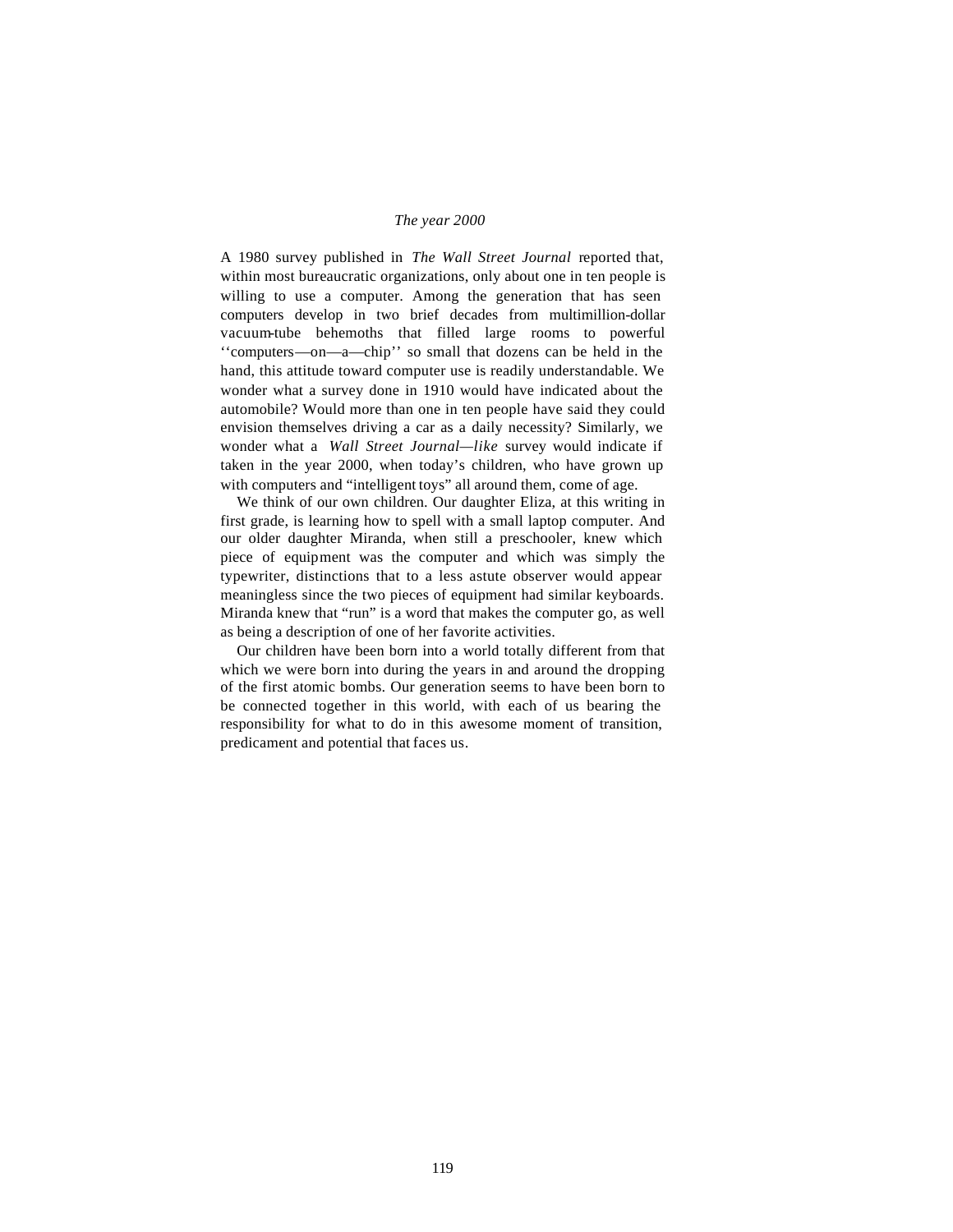*The year 2000*

A 1980 survey published in *The Wall Street Journal* reported that, within most bureaucratic organizations, only about one in ten people is willing to use a computer. Among the generation that has seen computers develop in two brief decades from multimillion-dollar vacuum-tube behemoths that filled large rooms to powerful ''computers—on—a—chip'' so small that dozens can be held in the hand, this attitude toward computer use is readily understandable. We wonder what a survey done in 1910 would have indicated about the automobile? Would more than one in ten people have said they could envision themselves driving a car as a daily necessity? Similarly, we wonder what a *Wall Street Journal—like* survey would indicate if taken in the year 2000, when today's children, who have grown up with computers and "intelligent toys" all around them, come of age.

We think of our own children. Our daughter Eliza, at this writing in first grade, is learning how to spell with a small laptop computer. And our older daughter Miranda, when still a preschooler, knew which piece of equipment was the computer and which was simply the typewriter, distinctions that to a less astute observer would appear meaningless since the two pieces of equipment had similar keyboards. Miranda knew that "run" is a word that makes the computer go, as well as being a description of one of her favorite activities.

Our children have been born into a world totally different from that which we were born into during the years in and around the dropping of the first atomic bombs. Our generation seems to have been born to be connected together in this world, with each of us bearing the responsibility for what to do in this awesome moment of transition, predicament and potential that faces us.